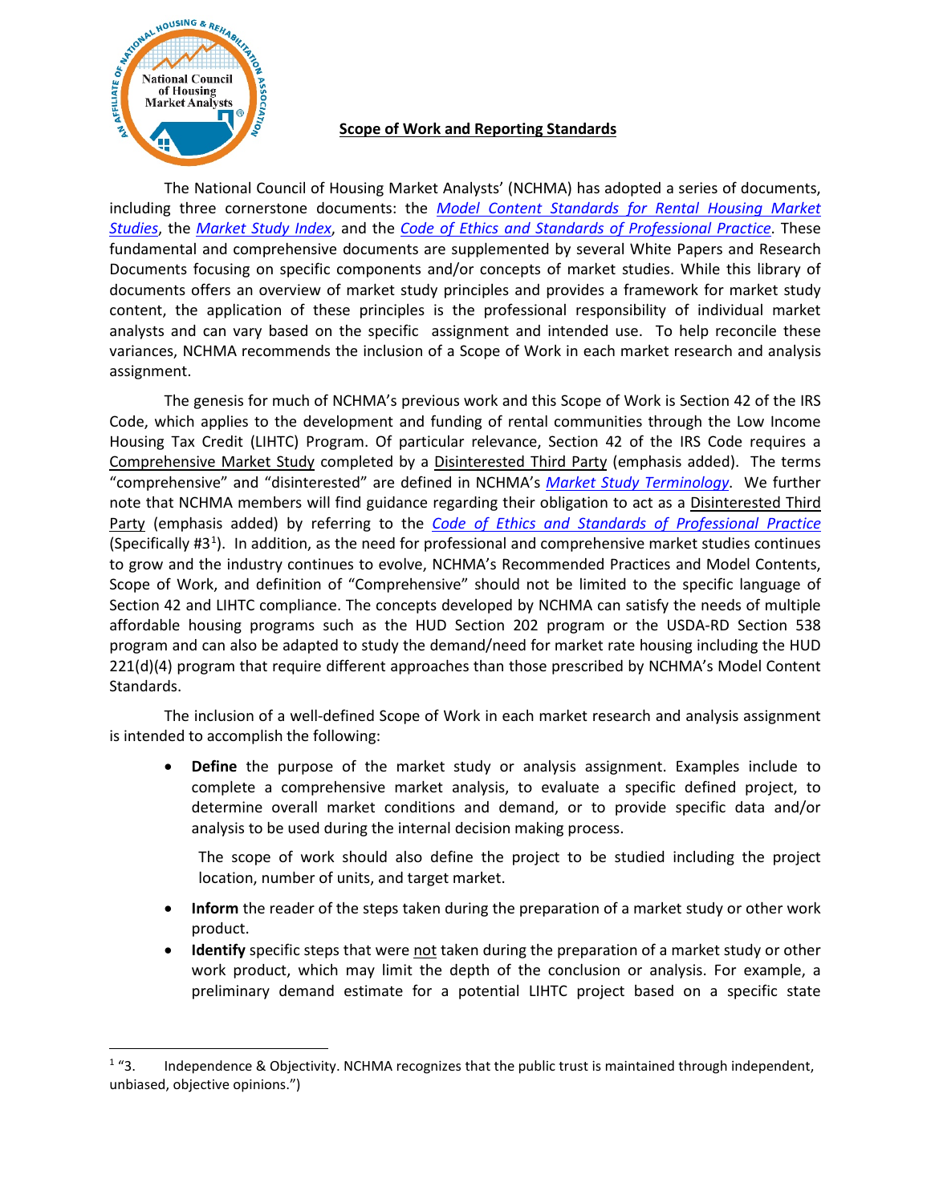## Scope of Work and Reporting Standards

The National Council of Housing Market Analysts' (NCHMA) has adopted a series of documents, including three cornerstone documents: the *Model Content Standards for Rental Housing Market Studies*, the *Market Study Index*, and the *Code of Ethics and Standards of Professional Practice*. These fundamental and comprehensive documents are supplemented by several White Papers and Research Documents focusing on specific components and/or concepts of market studies. While this library of documents offers an overview of market study principles and provides a framework for market study content, the application of these principles is the professional responsibility of individual market analysts and can vary based on the specific assignment and intended use. To help reconcile these variances, NCHMA recommends the inclusion of a Scope of Work in each market research and analysis assignment.

The genesis for much of NCHMA's previous work and this Scope of Work is Section 42 of the IRS Code, which applies to the development and funding of rental communities through the Low Income Housing Tax Credit (LIHTC) Program. Of particular relevance, Section 42 of the IRS Code requires a Comprehensive Market Study completed by a Disinterested Third Party (emphasis added). The terms "comprehensive" and "disinterested" are defined in NCHMA's *Market Study Terminology*. We further note that NCHMA members will find guidance regarding their obligation to act as a Disinterested Third Party (emphasis added) by referring to the *Code of Ethics and Standards of Professional Practice* (Specifically #3[1]). In addition, as the need for professional and comprehensive market studies continues to grow and the industry continues to evolve, NCHMA's Recommended Practices and Model Contents, Scope of Work, and definition of "Comprehensive" should not be limited to the specific language of Section 42 and LIHTC compliance. The concepts developed by NCHMA can satisfy the needs of multiple affordable housing programs such as the HUD Section 202 program or the USDA-RD Section 538 program and can also be adapted to study the demand/need for market rate housing including the HUD 221(d)(4) program that require different approaches than those prescribed by NCHMA's Model Content Standards.

The inclusion of a well-defined Scope of Work in each market research and analysis assignment is intended to accomplish the following:

- **Define** the purpose of the market study or analysis assignment. Examples include to complete a comprehensive market analysis, to evaluate a specific defined project, to determine overall market conditions and demand, or to provide specific data and/or analysis to be used during the internal decision making process.

  The scope of work should also define the project to be studied including the project location, number of units, and target market.

- **Inform** the reader of the steps taken during the preparation of a market study or other work product.
- **Identify** specific steps that were not taken during the preparation of a market study or other work product, which may limit the depth of the conclusion or analysis. For example, a preliminary demand estimate for a potential LIHTC project based on a specific state

[1] "3. Independence & Objectivity. NCHMA recognizes that the public trust is maintained through independent, unbiased, objective opinions.")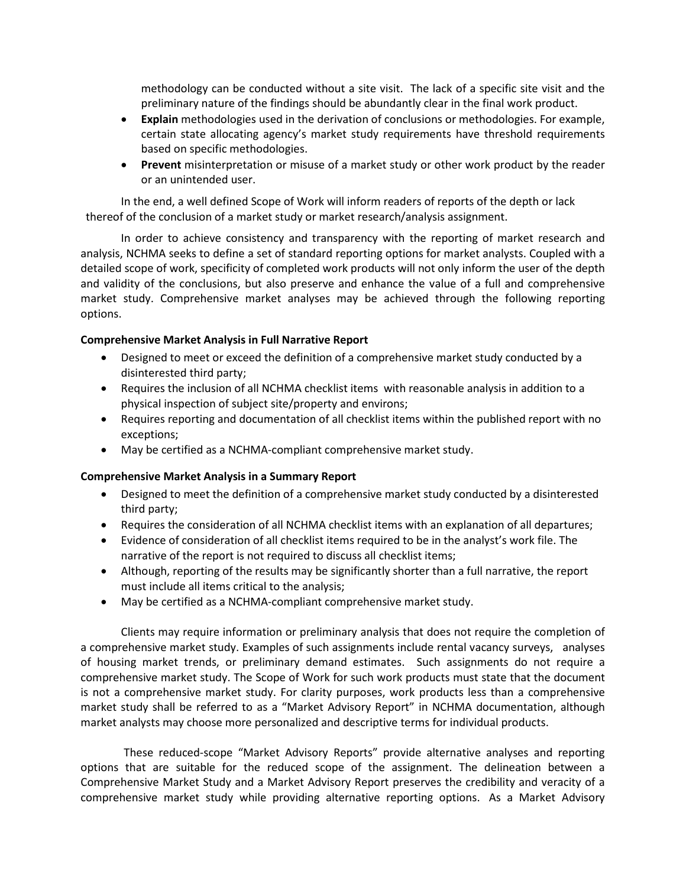methodology can be conducted without a site visit. The lack of a specific site visit and the preliminary nature of the findings should be abundantly clear in the final work product.

- **Explain** methodologies used in the derivation of conclusions or methodologies. For example, certain state allocating agency's market study requirements have threshold requirements based on specific methodologies.
- **Prevent** misinterpretation or misuse of a market study or other work product by the reader or an unintended user.

In the end, a well defined Scope of Work will inform readers of reports of the depth or lack thereof of the conclusion of a market study or market research/analysis assignment.

In order to achieve consistency and transparency with the reporting of market research and analysis, NCHMA seeks to define a set of standard reporting options for market analysts. Coupled with a detailed scope of work, specificity of completed work products will not only inform the user of the depth and validity of the conclusions, but also preserve and enhance the value of a full and comprehensive market study. Comprehensive market analyses may be achieved through the following reporting options.

**Comprehensive Market Analysis in Full Narrative Report**

- Designed to meet or exceed the definition of a comprehensive market study conducted by a disinterested third party;
- Requires the inclusion of all NCHMA checklist items with reasonable analysis in addition to a physical inspection of subject site/property and environs;
- Requires reporting and documentation of all checklist items within the published report with no exceptions;
- May be certified as a NCHMA-compliant comprehensive market study.

**Comprehensive Market Analysis in a Summary Report**

- Designed to meet the definition of a comprehensive market study conducted by a disinterested third party;
- Requires the consideration of all NCHMA checklist items with an explanation of all departures;
- Evidence of consideration of all checklist items required to be in the analyst's work file. The narrative of the report is not required to discuss all checklist items;
- Although, reporting of the results may be significantly shorter than a full narrative, the report must include all items critical to the analysis;
- May be certified as a NCHMA-compliant comprehensive market study.

Clients may require information or preliminary analysis that does not require the completion of a comprehensive market study. Examples of such assignments include rental vacancy surveys, analyses of housing market trends, or preliminary demand estimates. Such assignments do not require a comprehensive market study. The Scope of Work for such work products must state that the document is not a comprehensive market study. For clarity purposes, work products less than a comprehensive market study shall be referred to as a "Market Advisory Report" in NCHMA documentation, although market analysts may choose more personalized and descriptive terms for individual products.

These reduced-scope "Market Advisory Reports" provide alternative analyses and reporting options that are suitable for the reduced scope of the assignment. The delineation between a Comprehensive Market Study and a Market Advisory Report preserves the credibility and veracity of a comprehensive market study while providing alternative reporting options. As a Market Advisory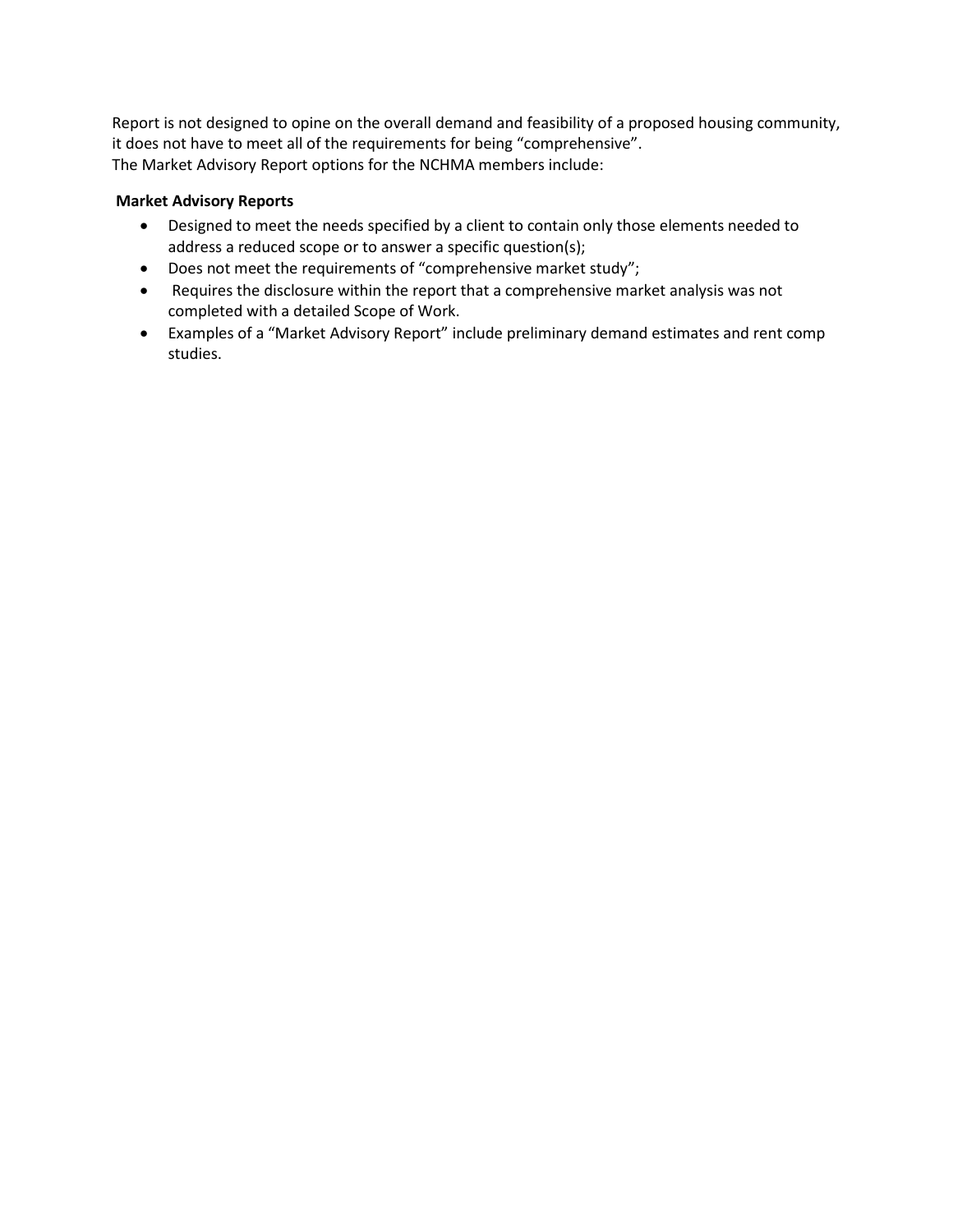Report is not designed to opine on the overall demand and feasibility of a proposed housing community, it does not have to meet all of the requirements for being "comprehensive".
The Market Advisory Report options for the NCHMA members include:

**Market Advisory Reports**

- Designed to meet the needs specified by a client to contain only those elements needed to address a reduced scope or to answer a specific question(s);
- Does not meet the requirements of "comprehensive market study";
- Requires the disclosure within the report that a comprehensive market analysis was not completed with a detailed Scope of Work.
- Examples of a "Market Advisory Report" include preliminary demand estimates and rent comp studies.